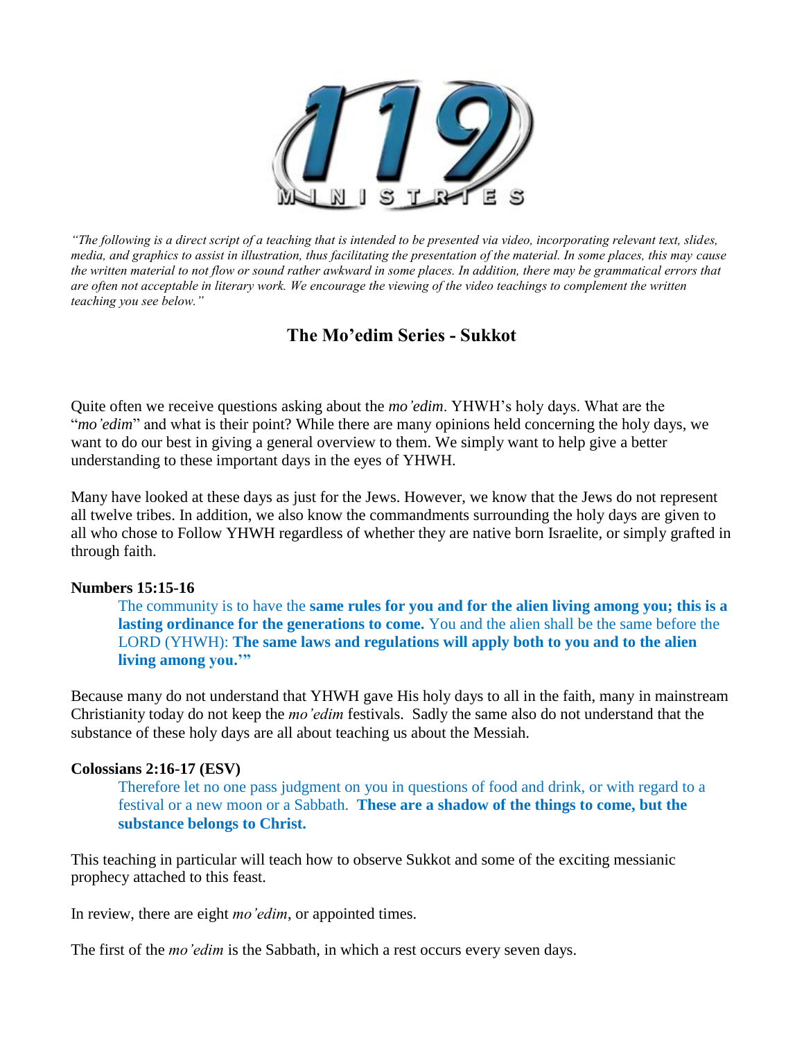*"The following is a direct script of a teaching that is intended to be presented via video, incorporating relevant text, slides, media, and graphics to assist in illustration, thus facilitating the presentation of the material. In some places, this may cause the written material to not flow or sound rather awkward in some places. In addition, there may be grammatical errors that are often not acceptable in literary work. We encourage the viewing of the video teachings to complement the written teaching you see below."*

# The Mo'edim Series - Sukkot

Quite often we receive questions asking about the *mo'edim*. YHWH's holy days. What are the "*mo'edim*" and what is their point? While there are many opinions held concerning the holy days, we want to do our best in giving a general overview to them. We simply want to help give a better understanding to these important days in the eyes of YHWH.

Many have looked at these days as just for the Jews. However, we know that the Jews do not represent all twelve tribes. In addition, we also know the commandments surrounding the holy days are given to all who chose to Follow YHWH regardless of whether they are native born Israelite, or simply grafted in through faith.

**Numbers 15:15-16**

> The community is to have the **same rules for you and for the alien living among you; this is a lasting ordinance for the generations to come.** You and the alien shall be the same before the LORD (YHWH): **The same laws and regulations will apply both to you and to the alien living among you.'"**

Because many do not understand that YHWH gave His holy days to all in the faith, many in mainstream Christianity today do not keep the *mo'edim* festivals. Sadly the same also do not understand that the substance of these holy days are all about teaching us about the Messiah.

**Colossians 2:16-17 (ESV)**

> Therefore let no one pass judgment on you in questions of food and drink, or with regard to a festival or a new moon or a Sabbath. **These are a shadow of the things to come, but the substance belongs to Christ.**

This teaching in particular will teach how to observe Sukkot and some of the exciting messianic prophecy attached to this feast.

In review, there are eight *mo'edim*, or appointed times.

The first of the *mo'edim* is the Sabbath, in which a rest occurs every seven days.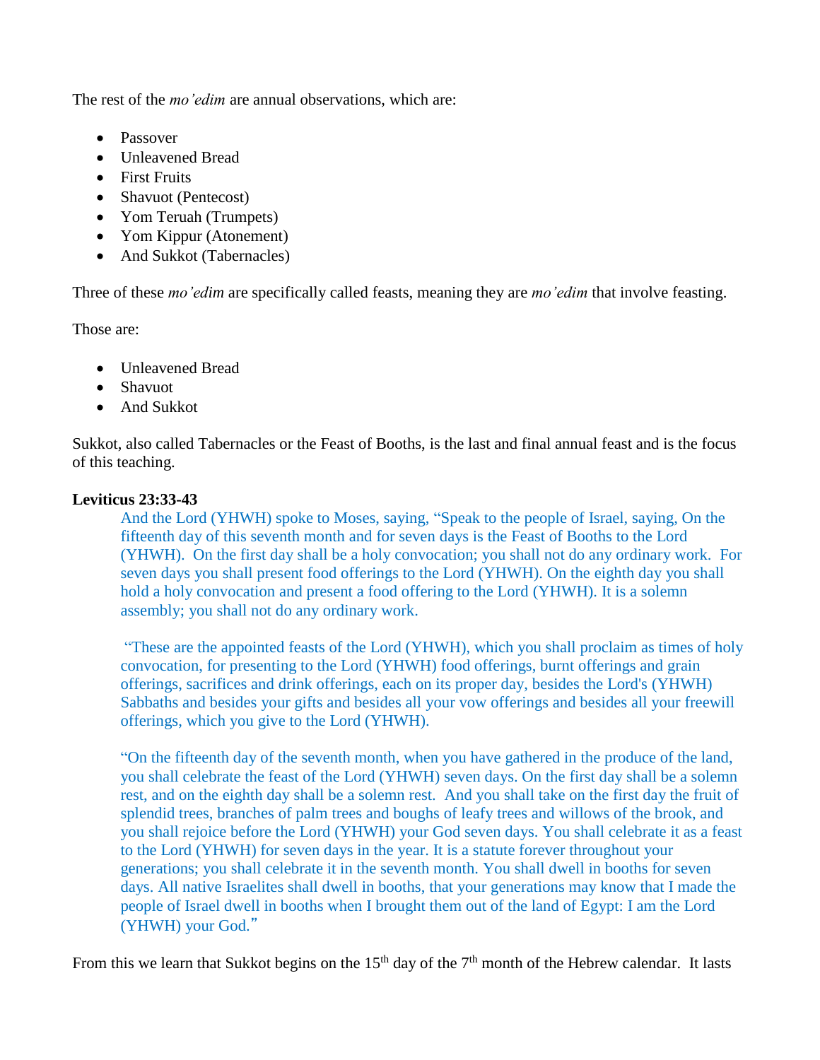The rest of the *mo'edim* are annual observations, which are:

- Passover
- Unleavened Bread
- First Fruits
- Shavuot (Pentecost)
- Yom Teruah (Trumpets)
- Yom Kippur (Atonement)
- And Sukkot (Tabernacles)

Three of these *mo'edim* are specifically called feasts, meaning they are *mo'edim* that involve feasting.

Those are:

- Unleavened Bread
- Shavuot
- And Sukkot

Sukkot, also called Tabernacles or the Feast of Booths, is the last and final annual feast and is the focus of this teaching.

**Leviticus 23:33-43**

> And the Lord (YHWH) spoke to Moses, saying, "Speak to the people of Israel, saying, On the fifteenth day of this seventh month and for seven days is the Feast of Booths to the Lord (YHWH). On the first day shall be a holy convocation; you shall not do any ordinary work. For seven days you shall present food offerings to the Lord (YHWH). On the eighth day you shall hold a holy convocation and present a food offering to the Lord (YHWH). It is a solemn assembly; you shall not do any ordinary work.
>
> "These are the appointed feasts of the Lord (YHWH), which you shall proclaim as times of holy convocation, for presenting to the Lord (YHWH) food offerings, burnt offerings and grain offerings, sacrifices and drink offerings, each on its proper day, besides the Lord's (YHWH) Sabbaths and besides your gifts and besides all your vow offerings and besides all your freewill offerings, which you give to the Lord (YHWH).
>
> "On the fifteenth day of the seventh month, when you have gathered in the produce of the land, you shall celebrate the feast of the Lord (YHWH) seven days. On the first day shall be a solemn rest, and on the eighth day shall be a solemn rest. And you shall take on the first day the fruit of splendid trees, branches of palm trees and boughs of leafy trees and willows of the brook, and you shall rejoice before the Lord (YHWH) your God seven days. You shall celebrate it as a feast to the Lord (YHWH) for seven days in the year. It is a statute forever throughout your generations; you shall celebrate it in the seventh month. You shall dwell in booths for seven days. All native Israelites shall dwell in booths, that your generations may know that I made the people of Israel dwell in booths when I brought them out of the land of Egypt: I am the Lord (YHWH) your God."

From this we learn that Sukkot begins on the 15th day of the 7th month of the Hebrew calendar. It lasts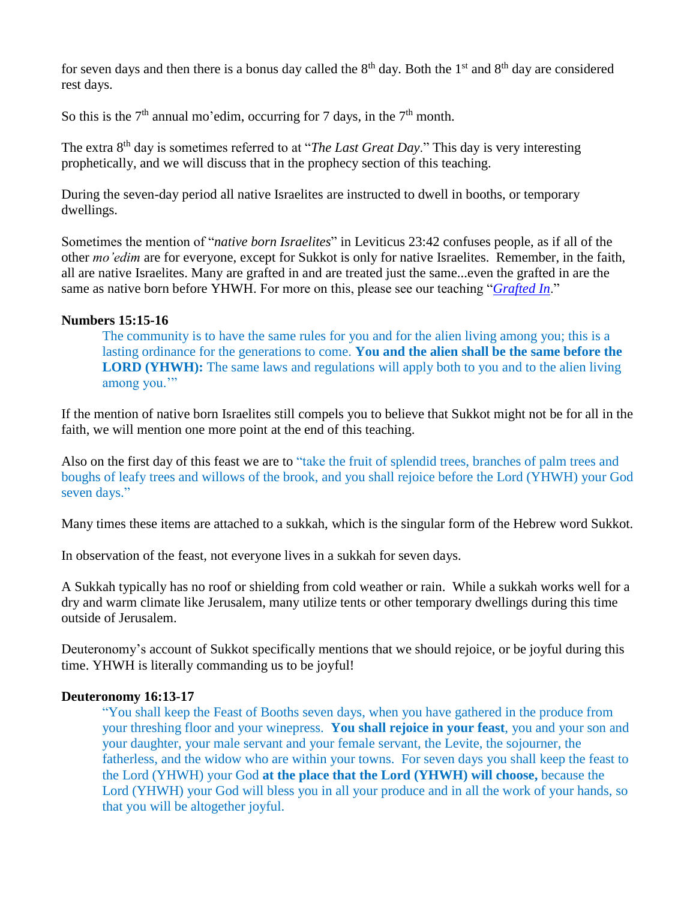for seven days and then there is a bonus day called the 8th day. Both the 1st and 8th day are considered rest days.

So this is the 7th annual mo'edim, occurring for 7 days, in the 7th month.

The extra 8th day is sometimes referred to at "*The Last Great Day*." This day is very interesting prophetically, and we will discuss that in the prophecy section of this teaching.

During the seven-day period all native Israelites are instructed to dwell in booths, or temporary dwellings.

Sometimes the mention of "*native born Israelites*" in Leviticus 23:42 confuses people, as if all of the other *mo'edim* are for everyone, except for Sukkot is only for native Israelites. Remember, in the faith, all are native Israelites. Many are grafted in and are treated just the same...even the grafted in are the same as native born before YHWH. For more on this, please see our teaching "*Grafted In*."

**Numbers 15:15-16**

> The community is to have the same rules for you and for the alien living among you; this is a lasting ordinance for the generations to come. **You and the alien shall be the same before the LORD (YHWH):** The same laws and regulations will apply both to you and to the alien living among you.'"

If the mention of native born Israelites still compels you to believe that Sukkot might not be for all in the faith, we will mention one more point at the end of this teaching.

Also on the first day of this feast we are to "take the fruit of splendid trees, branches of palm trees and boughs of leafy trees and willows of the brook, and you shall rejoice before the Lord (YHWH) your God seven days."

Many times these items are attached to a sukkah, which is the singular form of the Hebrew word Sukkot.

In observation of the feast, not everyone lives in a sukkah for seven days.

A Sukkah typically has no roof or shielding from cold weather or rain. While a sukkah works well for a dry and warm climate like Jerusalem, many utilize tents or other temporary dwellings during this time outside of Jerusalem.

Deuteronomy's account of Sukkot specifically mentions that we should rejoice, or be joyful during this time. YHWH is literally commanding us to be joyful!

**Deuteronomy 16:13-17**

> "You shall keep the Feast of Booths seven days, when you have gathered in the produce from your threshing floor and your winepress. **You shall rejoice in your feast**, you and your son and your daughter, your male servant and your female servant, the Levite, the sojourner, the fatherless, and the widow who are within your towns. For seven days you shall keep the feast to the Lord (YHWH) your God **at the place that the Lord (YHWH) will choose,** because the Lord (YHWH) your God will bless you in all your produce and in all the work of your hands, so that you will be altogether joyful.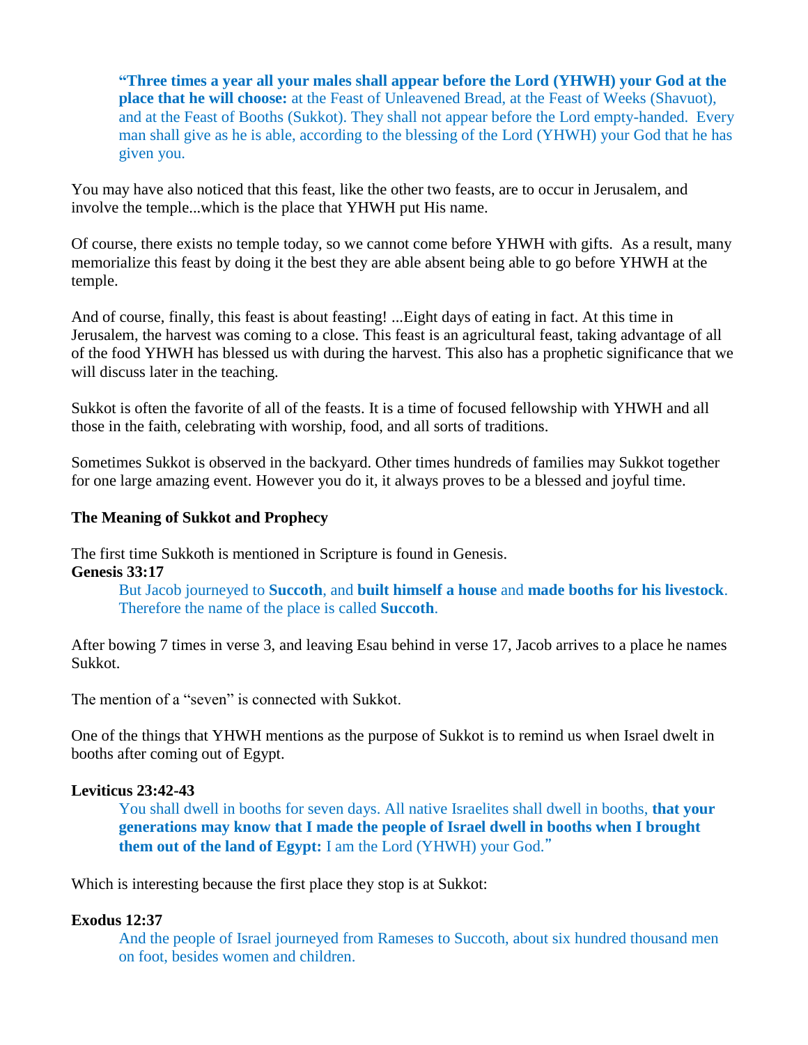> **"Three times a year all your males shall appear before the Lord (YHWH) your God at the place that he will choose:** at the Feast of Unleavened Bread, at the Feast of Weeks (Shavuot), and at the Feast of Booths (Sukkot). They shall not appear before the Lord empty-handed. Every man shall give as he is able, according to the blessing of the Lord (YHWH) your God that he has given you.

You may have also noticed that this feast, like the other two feasts, are to occur in Jerusalem, and involve the temple...which is the place that YHWH put His name.

Of course, there exists no temple today, so we cannot come before YHWH with gifts. As a result, many memorialize this feast by doing it the best they are able absent being able to go before YHWH at the temple.

And of course, finally, this feast is about feasting! ...Eight days of eating in fact. At this time in Jerusalem, the harvest was coming to a close. This feast is an agricultural feast, taking advantage of all of the food YHWH has blessed us with during the harvest. This also has a prophetic significance that we will discuss later in the teaching.

Sukkot is often the favorite of all of the feasts. It is a time of focused fellowship with YHWH and all those in the faith, celebrating with worship, food, and all sorts of traditions.

Sometimes Sukkot is observed in the backyard. Other times hundreds of families may Sukkot together for one large amazing event. However you do it, it always proves to be a blessed and joyful time.

**The Meaning of Sukkot and Prophecy**

The first time Sukkoth is mentioned in Scripture is found in Genesis.
**Genesis 33:17**

> But Jacob journeyed to **Succoth**, and **built himself a house** and **made booths for his livestock**. Therefore the name of the place is called **Succoth**.

After bowing 7 times in verse 3, and leaving Esau behind in verse 17, Jacob arrives to a place he names Sukkot.

The mention of a "seven" is connected with Sukkot.

One of the things that YHWH mentions as the purpose of Sukkot is to remind us when Israel dwelt in booths after coming out of Egypt.

**Leviticus 23:42-43**

> You shall dwell in booths for seven days. All native Israelites shall dwell in booths, **that your generations may know that I made the people of Israel dwell in booths when I brought them out of the land of Egypt:** I am the Lord (YHWH) your God."

Which is interesting because the first place they stop is at Sukkot:

**Exodus 12:37**

> And the people of Israel journeyed from Rameses to Succoth, about six hundred thousand men on foot, besides women and children.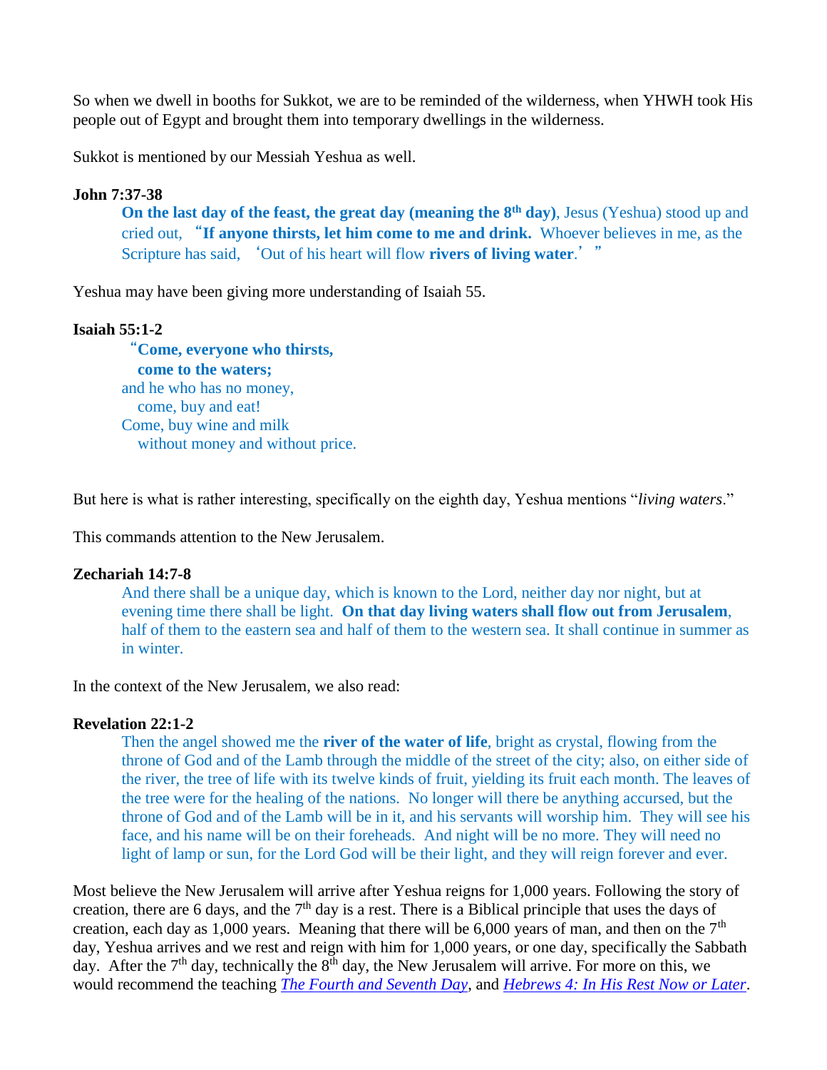So when we dwell in booths for Sukkot, we are to be reminded of the wilderness, when YHWH took His people out of Egypt and brought them into temporary dwellings in the wilderness.

Sukkot is mentioned by our Messiah Yeshua as well.

**John 7:37-38**

> **On the last day of the feast, the great day (meaning the 8th day)**, Jesus (Yeshua) stood up and cried out, "**If anyone thirsts, let him come to me and drink.** Whoever believes in me, as the Scripture has said, 'Out of his heart will flow **rivers of living water**.'"

Yeshua may have been giving more understanding of Isaiah 55.

**Isaiah 55:1-2**

> "**Come, everyone who thirsts,**
> **come to the waters;**
> and he who has no money,
> come, buy and eat!
> Come, buy wine and milk
> without money and without price.

But here is what is rather interesting, specifically on the eighth day, Yeshua mentions "*living waters*."

This commands attention to the New Jerusalem.

**Zechariah 14:7-8**

> And there shall be a unique day, which is known to the Lord, neither day nor night, but at evening time there shall be light. **On that day living waters shall flow out from Jerusalem**, half of them to the eastern sea and half of them to the western sea. It shall continue in summer as in winter.

In the context of the New Jerusalem, we also read:

**Revelation 22:1-2**

> Then the angel showed me the **river of the water of life**, bright as crystal, flowing from the throne of God and of the Lamb through the middle of the street of the city; also, on either side of the river, the tree of life with its twelve kinds of fruit, yielding its fruit each month. The leaves of the tree were for the healing of the nations. No longer will there be anything accursed, but the throne of God and of the Lamb will be in it, and his servants will worship him. They will see his face, and his name will be on their foreheads. And night will be no more. They will need no light of lamp or sun, for the Lord God will be their light, and they will reign forever and ever.

Most believe the New Jerusalem will arrive after Yeshua reigns for 1,000 years. Following the story of creation, there are 6 days, and the 7th day is a rest. There is a Biblical principle that uses the days of creation, each day as 1,000 years. Meaning that there will be 6,000 years of man, and then on the 7th day, Yeshua arrives and we rest and reign with him for 1,000 years, or one day, specifically the Sabbath day. After the 7th day, technically the 8th day, the New Jerusalem will arrive. For more on this, we would recommend the teaching *The Fourth and Seventh Day*, and *Hebrews 4: In His Rest Now or Later*.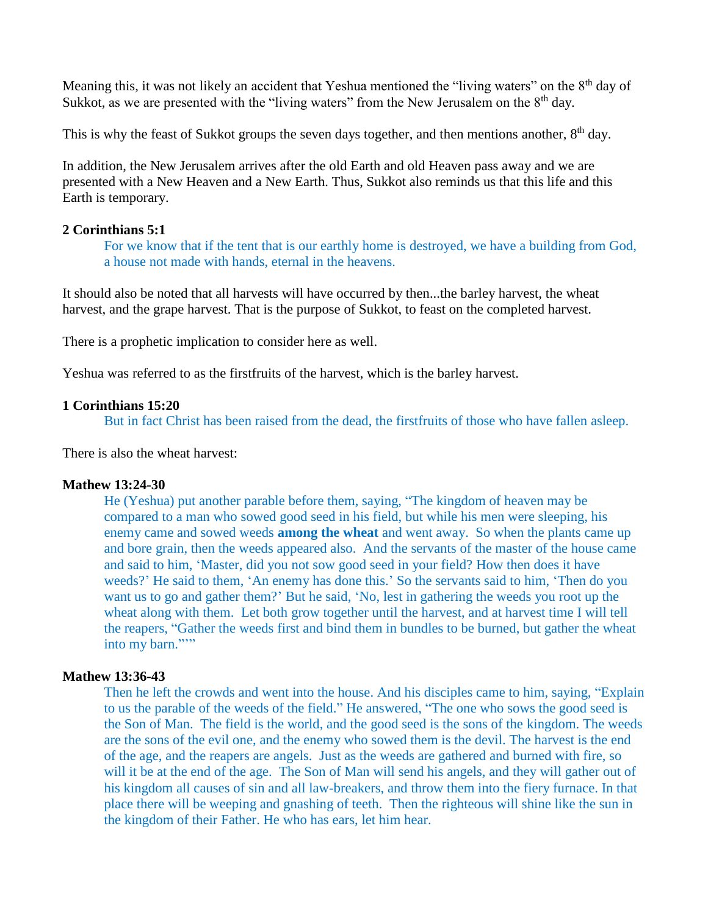Meaning this, it was not likely an accident that Yeshua mentioned the "living waters" on the 8th day of Sukkot, as we are presented with the "living waters" from the New Jerusalem on the 8th day.

This is why the feast of Sukkot groups the seven days together, and then mentions another, 8th day.

In addition, the New Jerusalem arrives after the old Earth and old Heaven pass away and we are presented with a New Heaven and a New Earth. Thus, Sukkot also reminds us that this life and this Earth is temporary.

**2 Corinthians 5:1**

> For we know that if the tent that is our earthly home is destroyed, we have a building from God, a house not made with hands, eternal in the heavens.

It should also be noted that all harvests will have occurred by then...the barley harvest, the wheat harvest, and the grape harvest. That is the purpose of Sukkot, to feast on the completed harvest.

There is a prophetic implication to consider here as well.

Yeshua was referred to as the firstfruits of the harvest, which is the barley harvest.

**1 Corinthians 15:20**

> But in fact Christ has been raised from the dead, the firstfruits of those who have fallen asleep.

There is also the wheat harvest:

**Mathew 13:24-30**

> He (Yeshua) put another parable before them, saying, "The kingdom of heaven may be compared to a man who sowed good seed in his field, but while his men were sleeping, his enemy came and sowed weeds **among the wheat** and went away. So when the plants came up and bore grain, then the weeds appeared also. And the servants of the master of the house came and said to him, 'Master, did you not sow good seed in your field? How then does it have weeds?' He said to them, 'An enemy has done this.' So the servants said to him, 'Then do you want us to go and gather them?' But he said, 'No, lest in gathering the weeds you root up the wheat along with them. Let both grow together until the harvest, and at harvest time I will tell the reapers, "Gather the weeds first and bind them in bundles to be burned, but gather the wheat into my barn."'"

**Mathew 13:36-43**

> Then he left the crowds and went into the house. And his disciples came to him, saying, "Explain to us the parable of the weeds of the field." He answered, "The one who sows the good seed is the Son of Man. The field is the world, and the good seed is the sons of the kingdom. The weeds are the sons of the evil one, and the enemy who sowed them is the devil. The harvest is the end of the age, and the reapers are angels. Just as the weeds are gathered and burned with fire, so will it be at the end of the age. The Son of Man will send his angels, and they will gather out of his kingdom all causes of sin and all law-breakers, and throw them into the fiery furnace. In that place there will be weeping and gnashing of teeth. Then the righteous will shine like the sun in the kingdom of their Father. He who has ears, let him hear.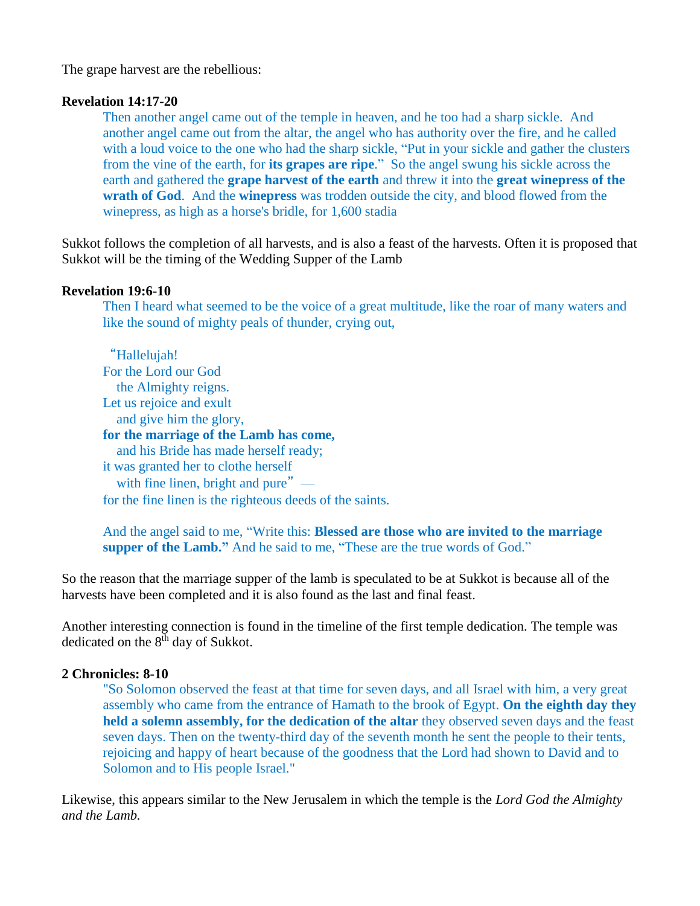The grape harvest are the rebellious:

**Revelation 14:17-20**

> Then another angel came out of the temple in heaven, and he too had a sharp sickle. And another angel came out from the altar, the angel who has authority over the fire, and he called with a loud voice to the one who had the sharp sickle, "Put in your sickle and gather the clusters from the vine of the earth, for **its grapes are ripe**." So the angel swung his sickle across the earth and gathered the **grape harvest of the earth** and threw it into the **great winepress of the wrath of God**. And the **winepress** was trodden outside the city, and blood flowed from the winepress, as high as a horse's bridle, for 1,600 stadia

Sukkot follows the completion of all harvests, and is also a feast of the harvests. Often it is proposed that Sukkot will be the timing of the Wedding Supper of the Lamb

**Revelation 19:6-10**

> Then I heard what seemed to be the voice of a great multitude, like the roar of many waters and like the sound of mighty peals of thunder, crying out,
>
> "Hallelujah!
> For the Lord our God
> the Almighty reigns.
> Let us rejoice and exult
> and give him the glory,
> **for the marriage of the Lamb has come,**
> and his Bride has made herself ready;
> it was granted her to clothe herself
> with fine linen, bright and pure" —
> for the fine linen is the righteous deeds of the saints.
>
> And the angel said to me, "Write this: **Blessed are those who are invited to the marriage supper of the Lamb."** And he said to me, "These are the true words of God."

So the reason that the marriage supper of the lamb is speculated to be at Sukkot is because all of the harvests have been completed and it is also found as the last and final feast.

Another interesting connection is found in the timeline of the first temple dedication. The temple was dedicated on the 8th day of Sukkot.

**2 Chronicles: 8-10**

> "So Solomon observed the feast at that time for seven days, and all Israel with him, a very great assembly who came from the entrance of Hamath to the brook of Egypt. **On the eighth day they held a solemn assembly, for the dedication of the altar** they observed seven days and the feast seven days. Then on the twenty-third day of the seventh month he sent the people to their tents, rejoicing and happy of heart because of the goodness that the Lord had shown to David and to Solomon and to His people Israel."

Likewise, this appears similar to the New Jerusalem in which the temple is the *Lord God the Almighty and the Lamb.*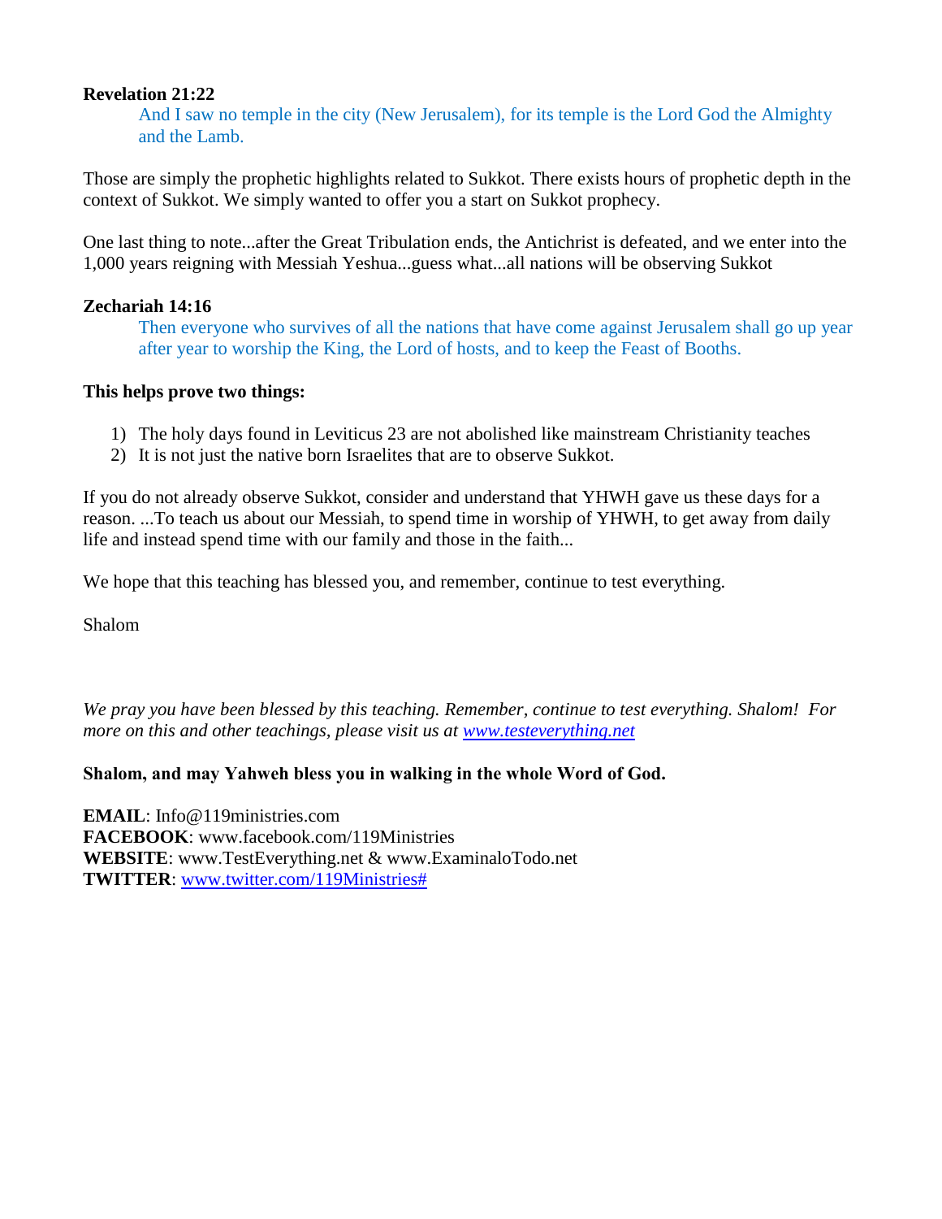**Revelation 21:22**

> And I saw no temple in the city (New Jerusalem), for its temple is the Lord God the Almighty and the Lamb.

Those are simply the prophetic highlights related to Sukkot. There exists hours of prophetic depth in the context of Sukkot. We simply wanted to offer you a start on Sukkot prophecy.

One last thing to note...after the Great Tribulation ends, the Antichrist is defeated, and we enter into the 1,000 years reigning with Messiah Yeshua...guess what...all nations will be observing Sukkot

**Zechariah 14:16**

> Then everyone who survives of all the nations that have come against Jerusalem shall go up year after year to worship the King, the Lord of hosts, and to keep the Feast of Booths.

**This helps prove two things:**

1) The holy days found in Leviticus 23 are not abolished like mainstream Christianity teaches
2) It is not just the native born Israelites that are to observe Sukkot.

If you do not already observe Sukkot, consider and understand that YHWH gave us these days for a reason. ...To teach us about our Messiah, to spend time in worship of YHWH, to get away from daily life and instead spend time with our family and those in the faith...

We hope that this teaching has blessed you, and remember, continue to test everything.

Shalom

*We pray you have been blessed by this teaching. Remember, continue to test everything. Shalom! For more on this and other teachings, please visit us at [www.testeverything.net](www.testeverything.net)*

**Shalom, and may Yahweh bless you in walking in the whole Word of God.**

**EMAIL**: Info@119ministries.com
**FACEBOOK**: www.facebook.com/119Ministries
**WEBSITE**: www.TestEverything.net & www.ExaminaloTodo.net
**TWITTER**: [www.twitter.com/119Ministries#](www.twitter.com/119Ministries#)